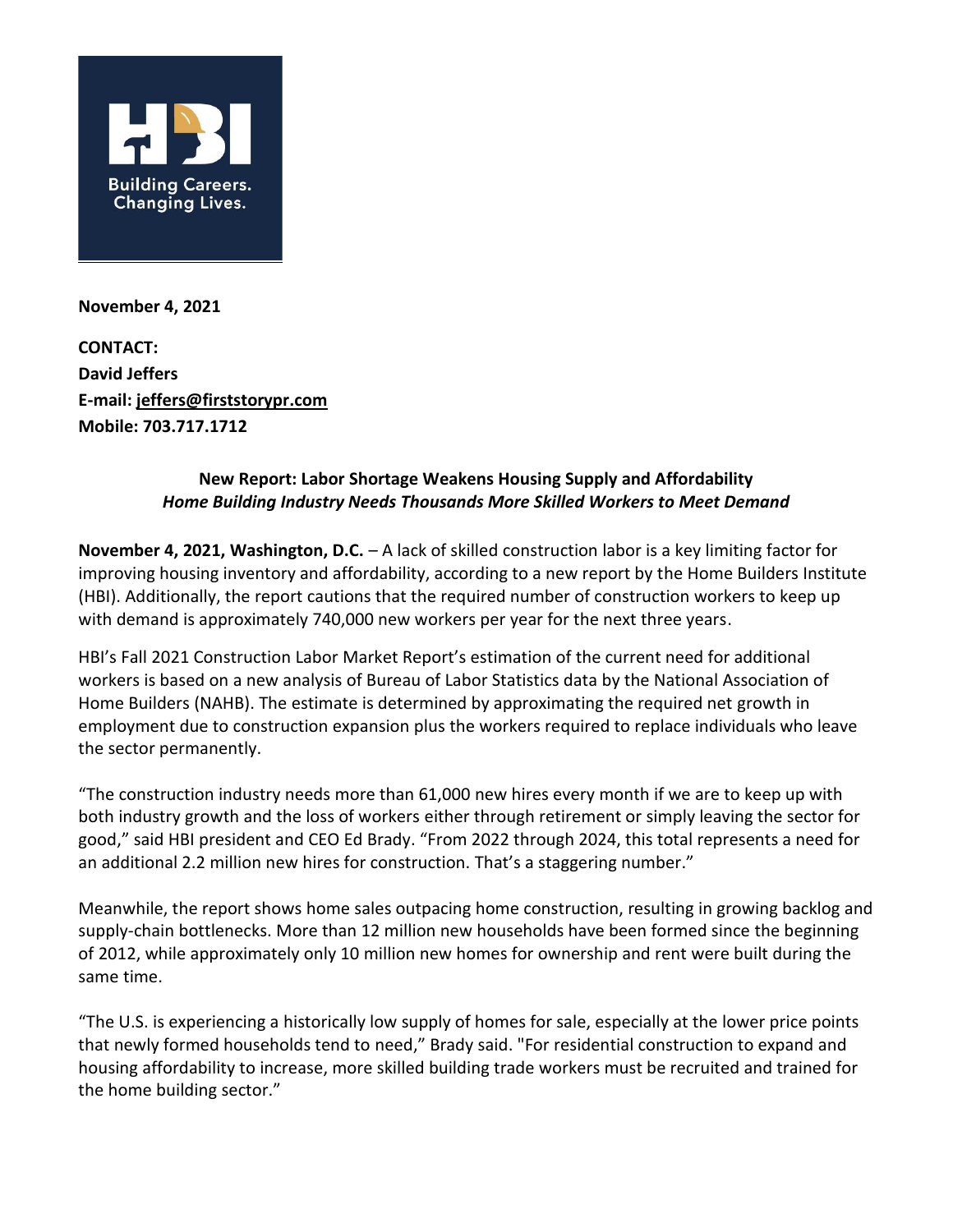HBI
Building Careers.
Changing Lives.

**November 4, 2021**

**CONTACT:**
**David Jeffers**
**E-mail: jeffers@firststorypr.com**
**Mobile: 703.717.1712**

## New Report: Labor Shortage Weakens Housing Supply and Affordability

***Home Building Industry Needs Thousands More Skilled Workers to Meet Demand***

**November 4, 2021, Washington, D.C.** – A lack of skilled construction labor is a key limiting factor for improving housing inventory and affordability, according to a new report by the Home Builders Institute (HBI). Additionally, the report cautions that the required number of construction workers to keep up with demand is approximately 740,000 new workers per year for the next three years.

HBI's Fall 2021 Construction Labor Market Report's estimation of the current need for additional workers is based on a new analysis of Bureau of Labor Statistics data by the National Association of Home Builders (NAHB). The estimate is determined by approximating the required net growth in employment due to construction expansion plus the workers required to replace individuals who leave the sector permanently.

"The construction industry needs more than 61,000 new hires every month if we are to keep up with both industry growth and the loss of workers either through retirement or simply leaving the sector for good," said HBI president and CEO Ed Brady. "From 2022 through 2024, this total represents a need for an additional 2.2 million new hires for construction. That's a staggering number."

Meanwhile, the report shows home sales outpacing home construction, resulting in growing backlog and supply-chain bottlenecks. More than 12 million new households have been formed since the beginning of 2012, while approximately only 10 million new homes for ownership and rent were built during the same time.

"The U.S. is experiencing a historically low supply of homes for sale, especially at the lower price points that newly formed households tend to need," Brady said. "For residential construction to expand and housing affordability to increase, more skilled building trade workers must be recruited and trained for the home building sector."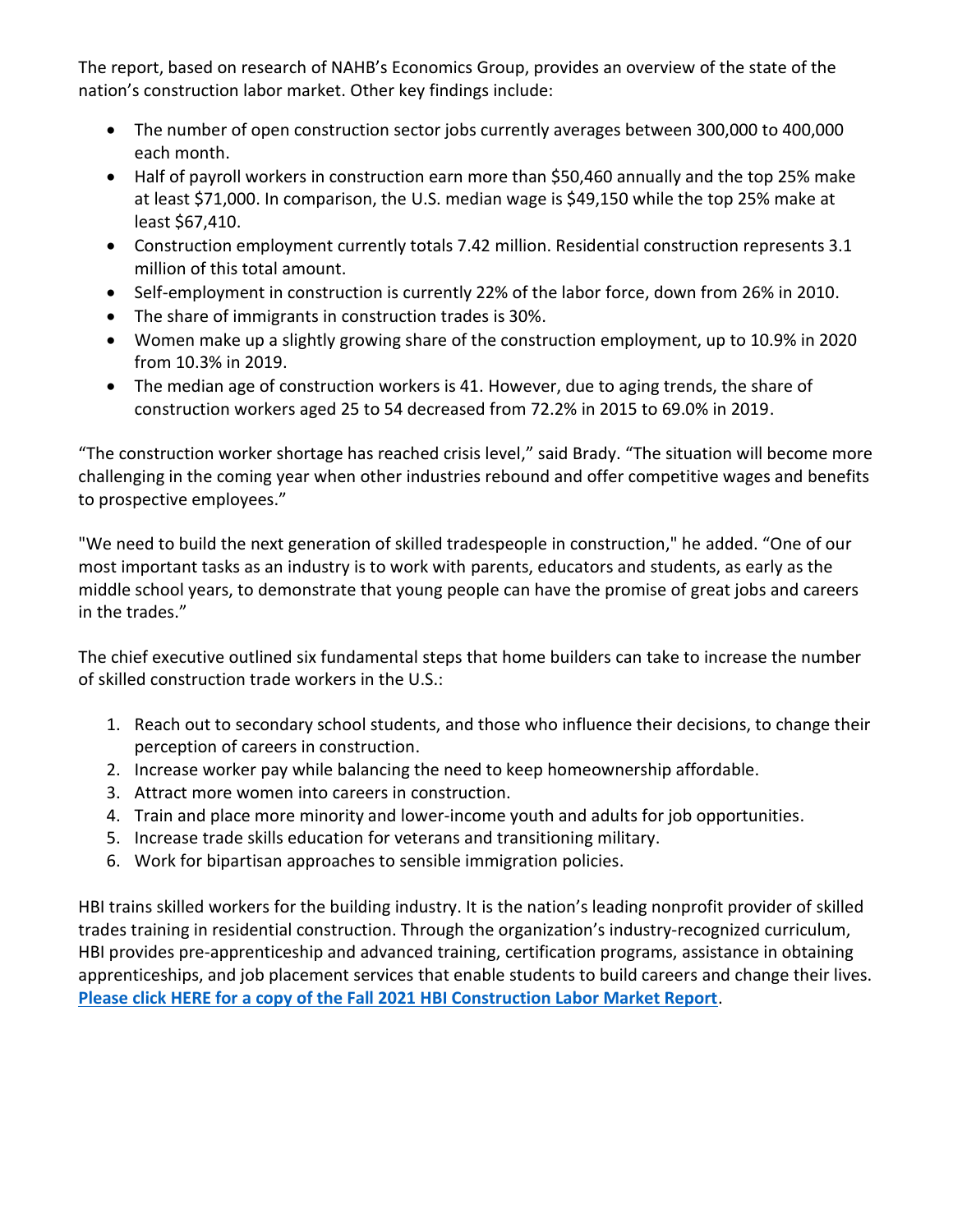The report, based on research of NAHB's Economics Group, provides an overview of the state of the nation's construction labor market. Other key findings include:

- The number of open construction sector jobs currently averages between 300,000 to 400,000 each month.
- Half of payroll workers in construction earn more than $50,460 annually and the top 25% make at least $71,000. In comparison, the U.S. median wage is $49,150 while the top 25% make at least $67,410.
- Construction employment currently totals 7.42 million. Residential construction represents 3.1 million of this total amount.
- Self-employment in construction is currently 22% of the labor force, down from 26% in 2010.
- The share of immigrants in construction trades is 30%.
- Women make up a slightly growing share of the construction employment, up to 10.9% in 2020 from 10.3% in 2019.
- The median age of construction workers is 41. However, due to aging trends, the share of construction workers aged 25 to 54 decreased from 72.2% in 2015 to 69.0% in 2019.

"The construction worker shortage has reached crisis level," said Brady. "The situation will become more challenging in the coming year when other industries rebound and offer competitive wages and benefits to prospective employees."

"We need to build the next generation of skilled tradespeople in construction," he added. "One of our most important tasks as an industry is to work with parents, educators and students, as early as the middle school years, to demonstrate that young people can have the promise of great jobs and careers in the trades."

The chief executive outlined six fundamental steps that home builders can take to increase the number of skilled construction trade workers in the U.S.:

1. Reach out to secondary school students, and those who influence their decisions, to change their perception of careers in construction.
2. Increase worker pay while balancing the need to keep homeownership affordable.
3. Attract more women into careers in construction.
4. Train and place more minority and lower-income youth and adults for job opportunities.
5. Increase trade skills education for veterans and transitioning military.
6. Work for bipartisan approaches to sensible immigration policies.

HBI trains skilled workers for the building industry. It is the nation's leading nonprofit provider of skilled trades training in residential construction. Through the organization's industry-recognized curriculum, HBI provides pre-apprenticeship and advanced training, certification programs, assistance in obtaining apprenticeships, and job placement services that enable students to build careers and change their lives. **Please click HERE for a copy of the Fall 2021 HBI Construction Labor Market Report**.